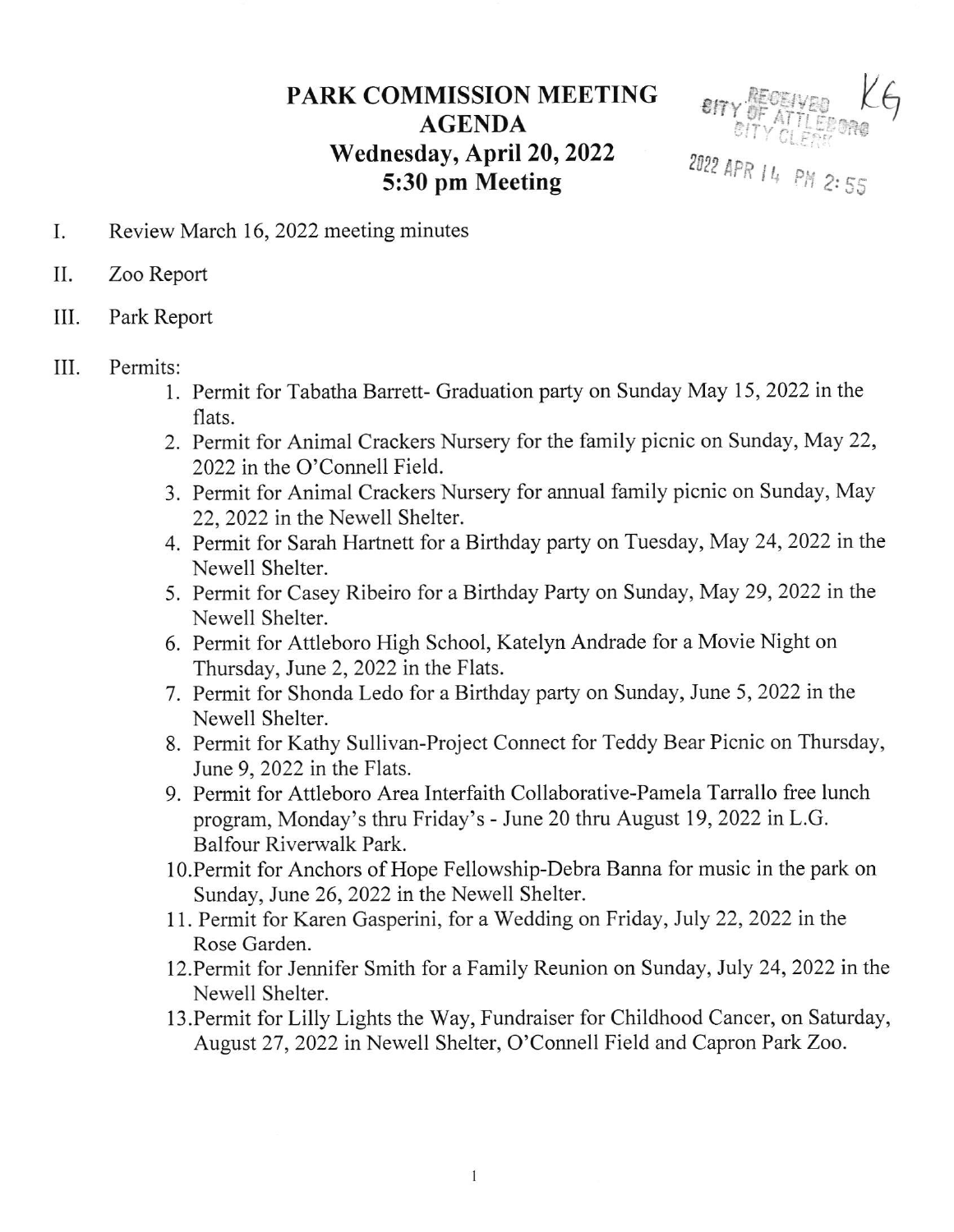# PARK COMMISSION MEETING AGENDA
## Wednesday, April 20, 2022
## 5:30 pm Meeting

RECEIVED CITY OF ATTLEBORO CITY CLERK KG
2022 APR 14 PM 2:55

I. Review March 16, 2022 meeting minutes

II. Zoo Report

III. Park Report

III. Permits:

1. Permit for Tabatha Barrett- Graduation party on Sunday May 15, 2022 in the flats.
2. Permit for Animal Crackers Nursery for the family picnic on Sunday, May 22, 2022 in the O'Connell Field.
3. Permit for Animal Crackers Nursery for annual family picnic on Sunday, May 22, 2022 in the Newell Shelter.
4. Permit for Sarah Hartnett for a Birthday party on Tuesday, May 24, 2022 in the Newell Shelter.
5. Permit for Casey Ribeiro for a Birthday Party on Sunday, May 29, 2022 in the Newell Shelter.
6. Permit for Attleboro High School, Katelyn Andrade for a Movie Night on Thursday, June 2, 2022 in the Flats.
7. Permit for Shonda Ledo for a Birthday party on Sunday, June 5, 2022 in the Newell Shelter.
8. Permit for Kathy Sullivan-Project Connect for Teddy Bear Picnic on Thursday, June 9, 2022 in the Flats.
9. Permit for Attleboro Area Interfaith Collaborative-Pamela Tarrallo free lunch program, Monday's thru Friday's - June 20 thru August 19, 2022 in L.G. Balfour Riverwalk Park.
10. Permit for Anchors of Hope Fellowship-Debra Banna for music in the park on Sunday, June 26, 2022 in the Newell Shelter.
11. Permit for Karen Gasperini, for a Wedding on Friday, July 22, 2022 in the Rose Garden.
12. Permit for Jennifer Smith for a Family Reunion on Sunday, July 24, 2022 in the Newell Shelter.
13. Permit for Lilly Lights the Way, Fundraiser for Childhood Cancer, on Saturday, August 27, 2022 in Newell Shelter, O'Connell Field and Capron Park Zoo.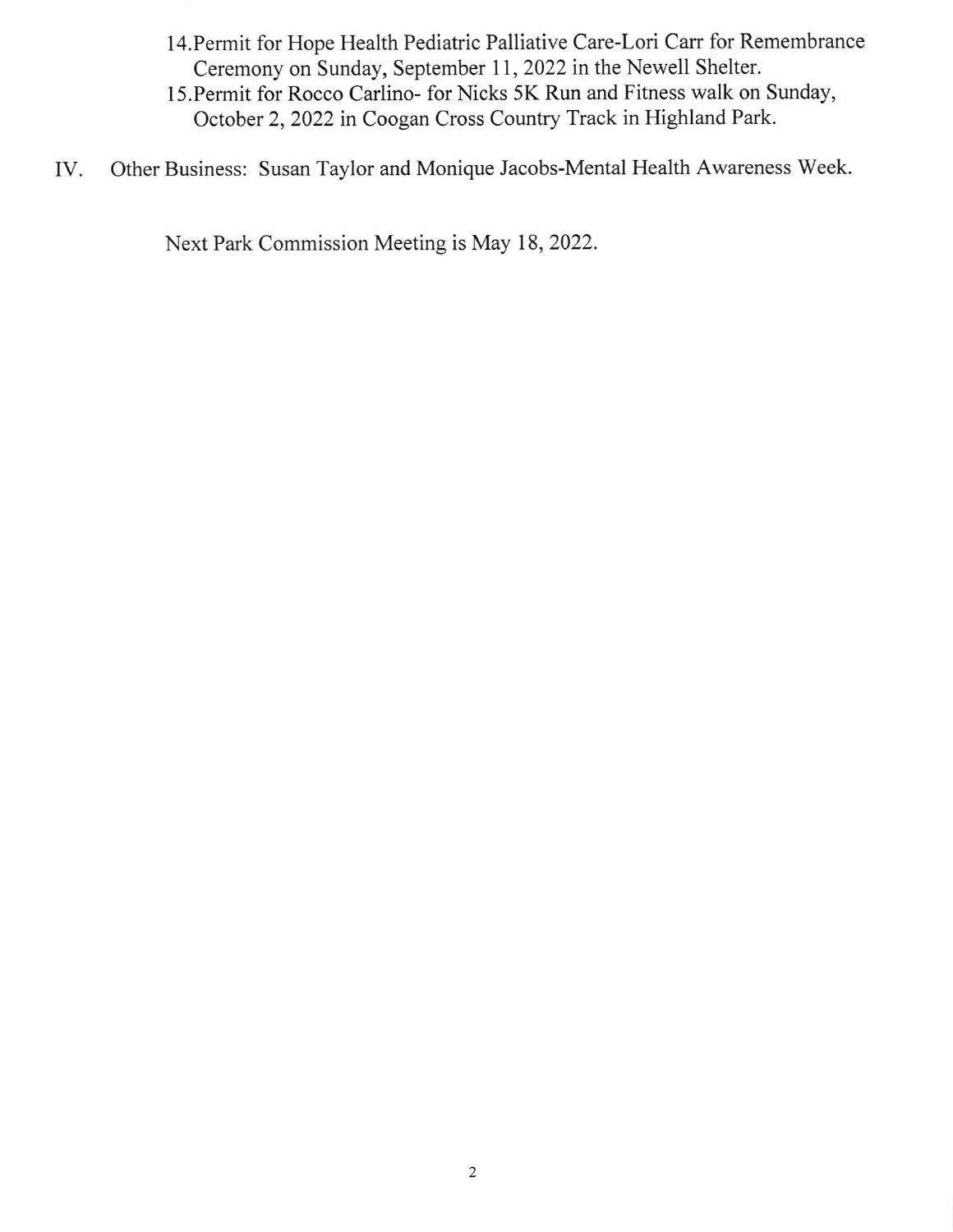14. Permit for Hope Health Pediatric Palliative Care-Lori Carr for Remembrance Ceremony on Sunday, September 11, 2022 in the Newell Shelter.
15. Permit for Rocco Carlino- for Nicks 5K Run and Fitness walk on Sunday, October 2, 2022 in Coogan Cross Country Track in Highland Park.

IV. Other Business: Susan Taylor and Monique Jacobs-Mental Health Awareness Week.

Next Park Commission Meeting is May 18, 2022.